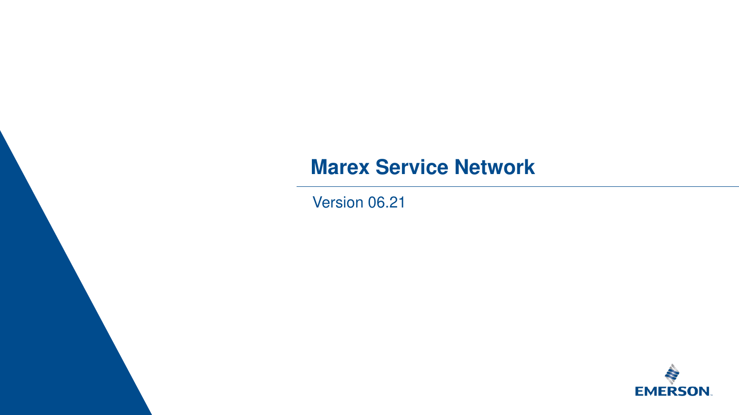# Marex Service Network

Version 06.21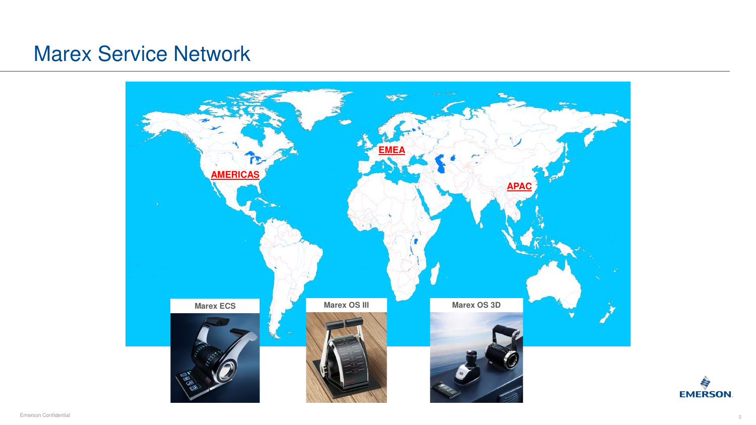# Marex Service Network

AMERICAS

EMEA

APAC

Marex ECS

Marex OS III

Marex OS 3D

Emerson Confidential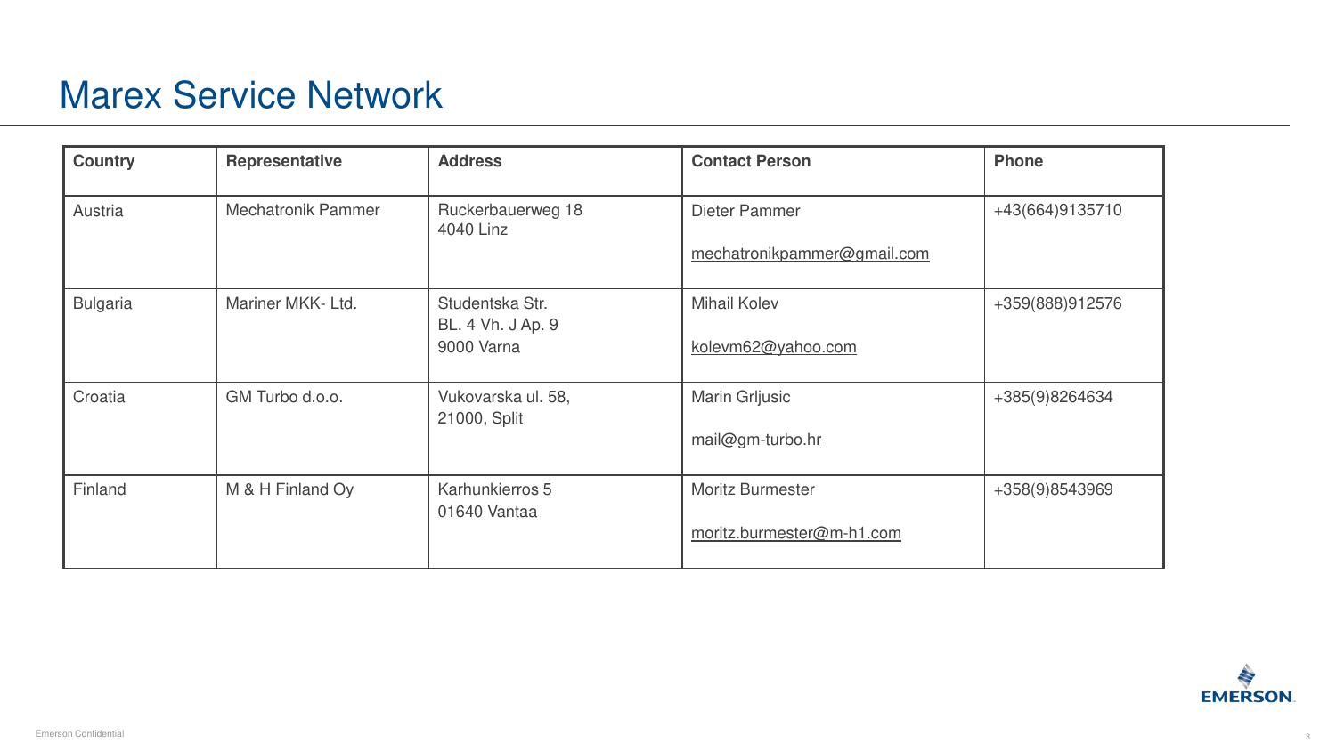# Marex Service Network

| Country | Representative | Address | Contact Person | Phone |
|---|---|---|---|---|
| Austria | Mechatronik Pammer | Ruckerbauerweg 18<br>4040 Linz | Dieter Pammer<br><br>mechatronikpammer@gmail.com | +43(664)9135710 |
| Bulgaria | Mariner MKK- Ltd. | Studentska Str.<br>BL. 4 Vh. J Ap. 9<br>9000 Varna | Mihail Kolev<br><br>kolevm62@yahoo.com | +359(888)912576 |
| Croatia | GM Turbo d.o.o. | Vukovarska ul. 58,<br>21000, Split | Marin Grljusic<br><br>mail@gm-turbo.hr | +385(9)8264634 |
| Finland | M & H Finland Oy | Karhunkierros 5<br>01640 Vantaa | Moritz Burmester<br><br>moritz.burmester@m-h1.com | +358(9)8543969 |

Emerson Confidential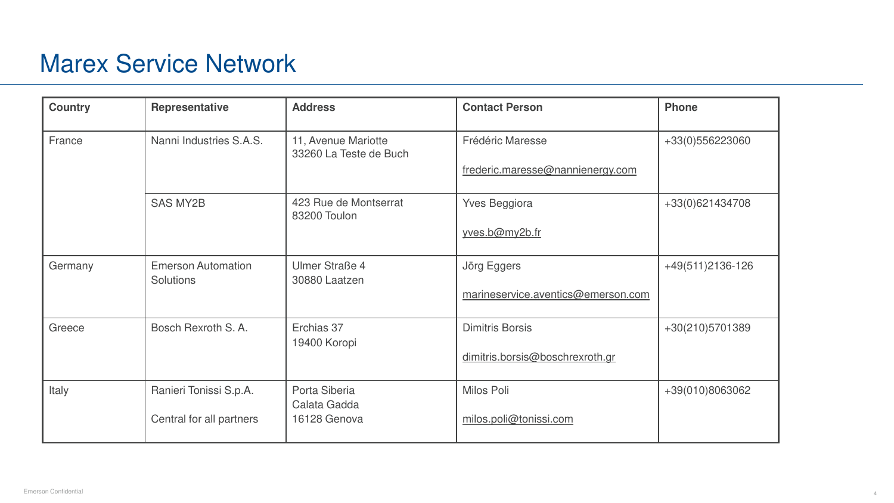# Marex Service Network

| Country | Representative | Address | Contact Person | Phone |
|---|---|---|---|---|
| France | Nanni Industries S.A.S. | 11, Avenue Mariotte<br>33260 La Teste de Buch | Frédéric Maresse<br><br>frederic.maresse@nannienergy.com | +33(0)556223060 |
| | SAS MY2B | 423 Rue de Montserrat<br>83200 Toulon | Yves Beggiora<br><br>yves.b@my2b.fr | +33(0)621434708 |
| Germany | Emerson Automation Solutions | Ulmer Straße 4<br>30880 Laatzen | Jörg Eggers<br><br>marineservice.aventics@emerson.com | +49(511)2136-126 |
| Greece | Bosch Rexroth S. A. | Erchias 37<br>19400 Koropi | Dimitris Borsis<br><br>dimitris.borsis@boschrexroth.gr | +30(210)5701389 |
| Italy | Ranieri Tonissi S.p.A.<br><br>Central for all partners | Porta Siberia<br>Calata Gadda<br>16128 Genova | Milos Poli<br><br>milos.poli@tonissi.com | +39(010)8063062 |

Emerson Confidential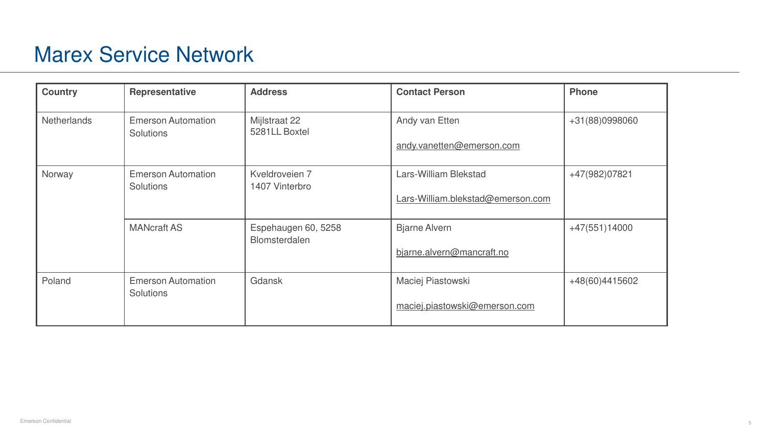# Marex Service Network

| Country | Representative | Address | Contact Person | Phone |
|---|---|---|---|---|
| Netherlands | Emerson Automation Solutions | Mijlstraat 22<br>5281LL Boxtel | Andy van Etten<br><br>andy.vanetten@emerson.com | +31(88)0998060 |
| Norway | Emerson Automation Solutions | Kveldroveien 7<br>1407 Vinterbro | Lars-William Blekstad<br><br>Lars-William.blekstad@emerson.com | +47(982)07821 |
| | MANcraft AS | Espehaugen 60, 5258 Blomsterdalen | Bjarne Alvern<br><br>bjarne.alvern@mancraft.no | +47(551)14000 |
| Poland | Emerson Automation Solutions | Gdansk | Maciej Piastowski<br><br>maciej.piastowski@emerson.com | +48(60)4415602 |

Emerson Confidential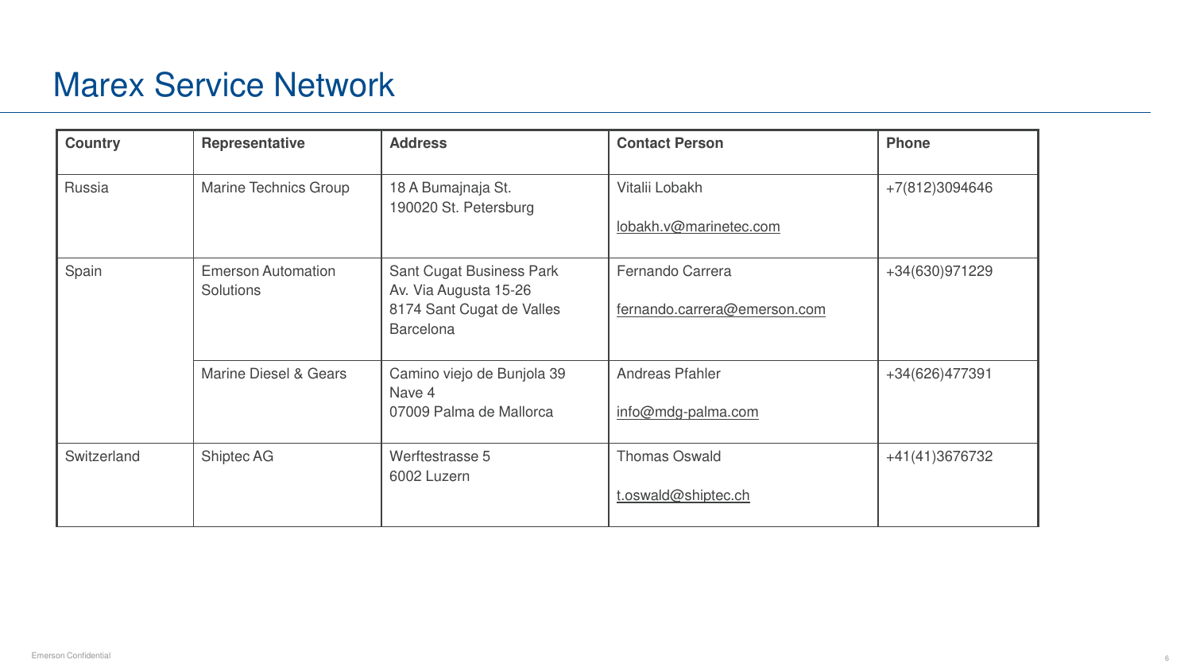# Marex Service Network

| Country | Representative | Address | Contact Person | Phone |
|---|---|---|---|---|
| Russia | Marine Technics Group | 18 A Bumajnaja St.<br>190020 St. Petersburg | Vitalii Lobakh<br><br>lobakh.v@marinetec.com | +7(812)3094646 |
| Spain | Emerson Automation Solutions | Sant Cugat Business Park<br>Av. Via Augusta 15-26<br>8174 Sant Cugat de Valles<br>Barcelona | Fernando Carrera<br><br>fernando.carrera@emerson.com | +34(630)971229 |
| | Marine Diesel & Gears | Camino viejo de Bunjola 39<br>Nave 4<br>07009 Palma de Mallorca | Andreas Pfahler<br><br>info@mdg-palma.com | +34(626)477391 |
| Switzerland | Shiptec AG | Werftestrasse 5<br>6002 Luzern | Thomas Oswald<br><br>t.oswald@shiptec.ch | +41(41)3676732 |

Emerson Confidential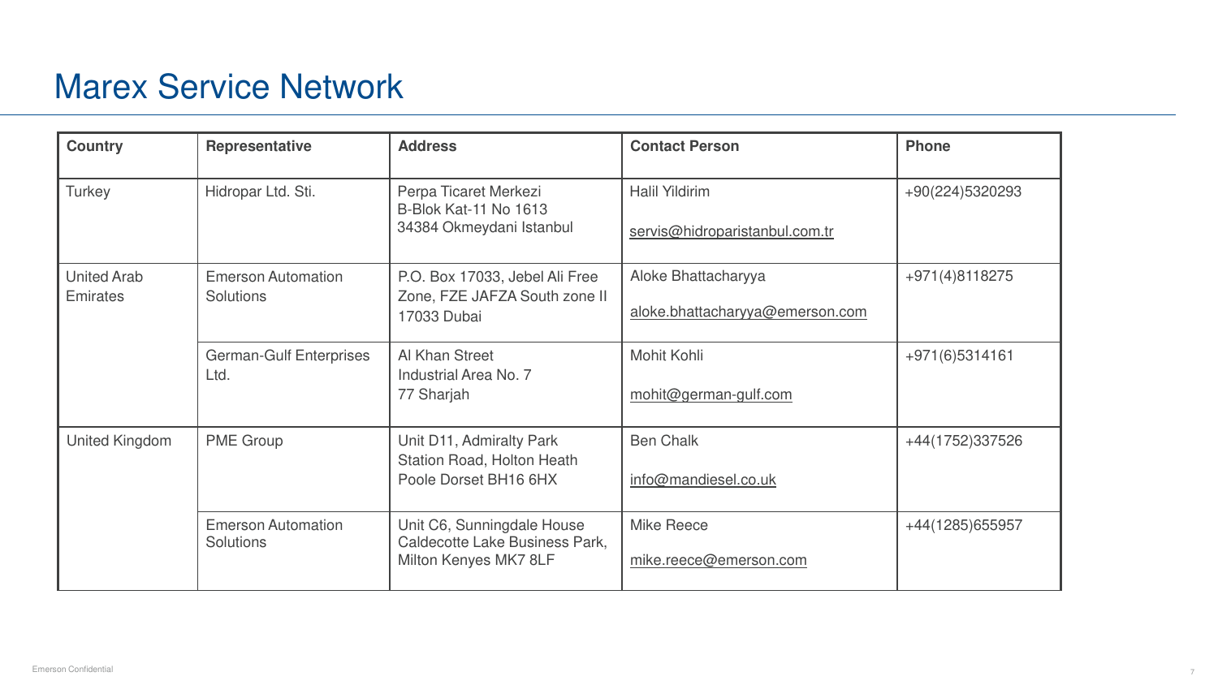# Marex Service Network

| Country | Representative | Address | Contact Person | Phone |
| --- | --- | --- | --- | --- |
| Turkey | Hidropar Ltd. Sti. | Perpa Ticaret Merkezi<br>B-Blok Kat-11 No 1613<br>34384 Okmeydani Istanbul | Halil Yildirim<br><br>servis@hidroparistanbul.com.tr | +90(224)5320293 |
| United Arab Emirates | Emerson Automation Solutions | P.O. Box 17033, Jebel Ali Free Zone, FZE JAFZA South zone II<br>17033 Dubai | Aloke Bhattacharyya<br><br>aloke.bhattacharyya@emerson.com | +971(4)8118275 |
| | German-Gulf Enterprises Ltd. | Al Khan Street<br>Industrial Area No. 7<br>77 Sharjah | Mohit Kohli<br><br>mohit@german-gulf.com | +971(6)5314161 |
| United Kingdom | PME Group | Unit D11, Admiralty Park<br>Station Road, Holton Heath<br>Poole Dorset BH16 6HX | Ben Chalk<br><br>info@mandiesel.co.uk | +44(1752)337526 |
| | Emerson Automation Solutions | Unit C6, Sunningdale House<br>Caldecotte Lake Business Park,<br>Milton Kenyes MK7 8LF | Mike Reece<br><br>mike.reece@emerson.com | +44(1285)655957 |

Emerson Confidential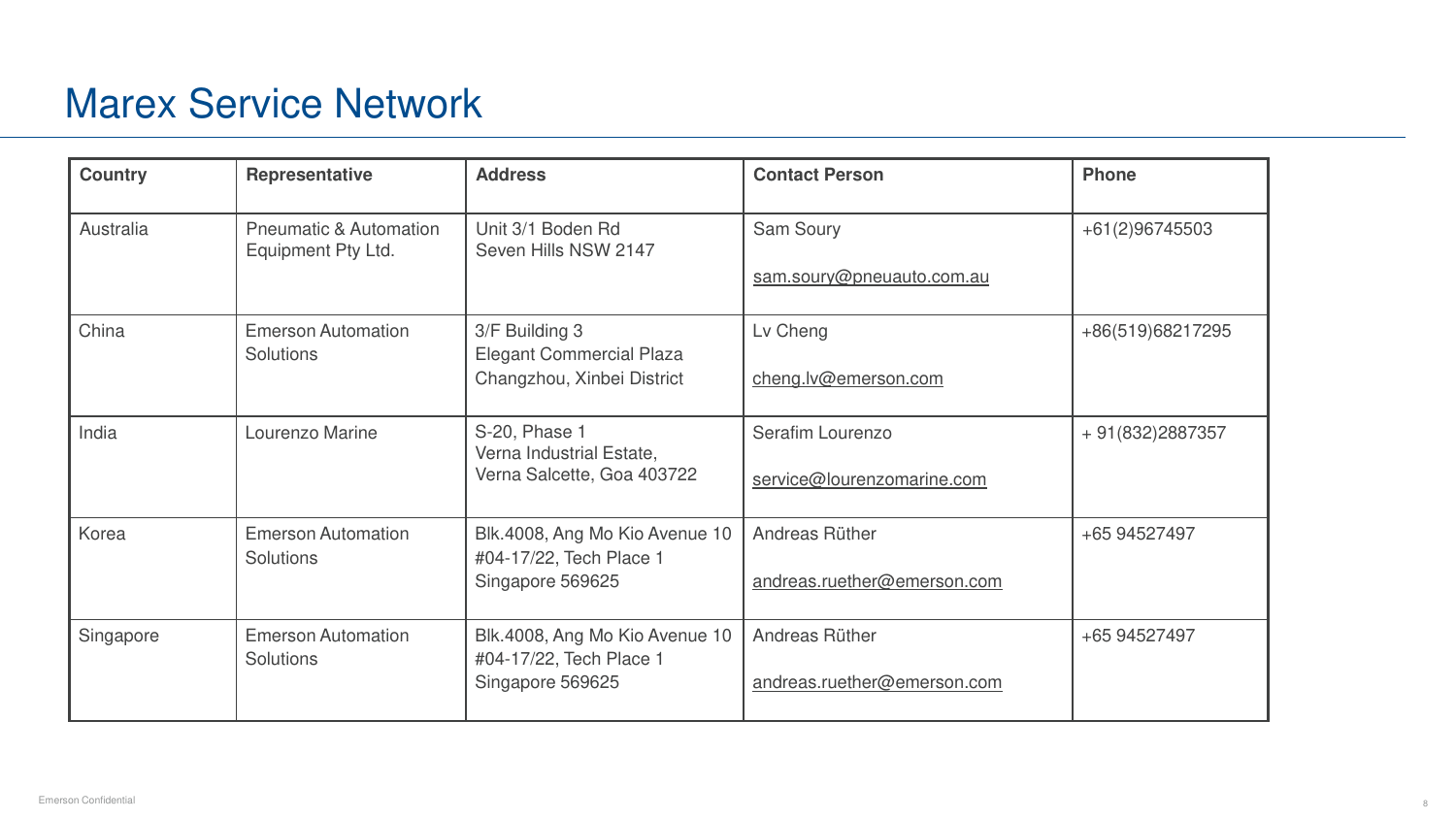# Marex Service Network

| Country | Representative | Address | Contact Person | Phone |
|---|---|---|---|---|
| Australia | Pneumatic & Automation Equipment Pty Ltd. | Unit 3/1 Boden Rd<br>Seven Hills NSW 2147 | Sam Soury<br><br>sam.soury@pneuauto.com.au | +61(2)96745503 |
| China | Emerson Automation Solutions | 3/F Building 3<br>Elegant Commercial Plaza<br>Changzhou, Xinbei District | Lv Cheng<br><br>cheng.lv@emerson.com | +86(519)68217295 |
| India | Lourenzo Marine | S-20, Phase 1<br>Verna Industrial Estate,<br>Verna Salcette, Goa 403722 | Serafim Lourenzo<br><br>service@lourenzomarine.com | + 91(832)2887357 |
| Korea | Emerson Automation Solutions | Blk.4008, Ang Mo Kio Avenue 10<br>#04-17/22, Tech Place 1<br>Singapore 569625 | Andreas Rüther<br><br>andreas.ruether@emerson.com | +65 94527497 |
| Singapore | Emerson Automation Solutions | Blk.4008, Ang Mo Kio Avenue 10<br>#04-17/22, Tech Place 1<br>Singapore 569625 | Andreas Rüther<br><br>andreas.ruether@emerson.com | +65 94527497 |

Emerson Confidential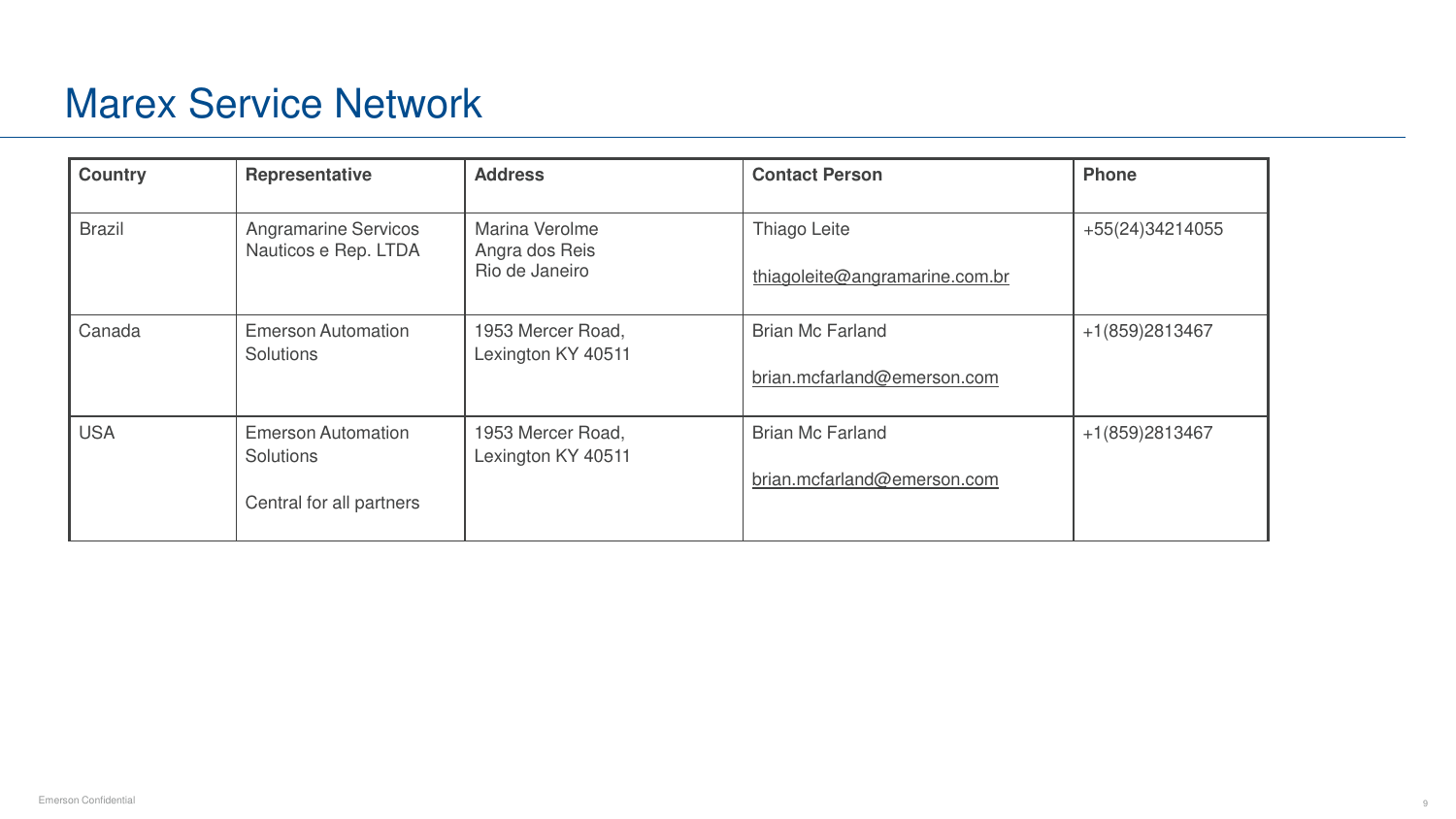# Marex Service Network

| Country | Representative | Address | Contact Person | Phone |
| --- | --- | --- | --- | --- |
| Brazil | Angramarine Servicos Nauticos e Rep. LTDA | Marina Verolme Angra dos Reis Rio de Janeiro | Thiago Leite thiagoleite@angramarine.com.br | +55(24)34214055 |
| Canada | Emerson Automation Solutions | 1953 Mercer Road, Lexington KY 40511 | Brian Mc Farland brian.mcfarland@emerson.com | +1(859)2813467 |
| USA | Emerson Automation Solutions Central for all partners | 1953 Mercer Road, Lexington KY 40511 | Brian Mc Farland brian.mcfarland@emerson.com | +1(859)2813467 |

Emerson Confidential